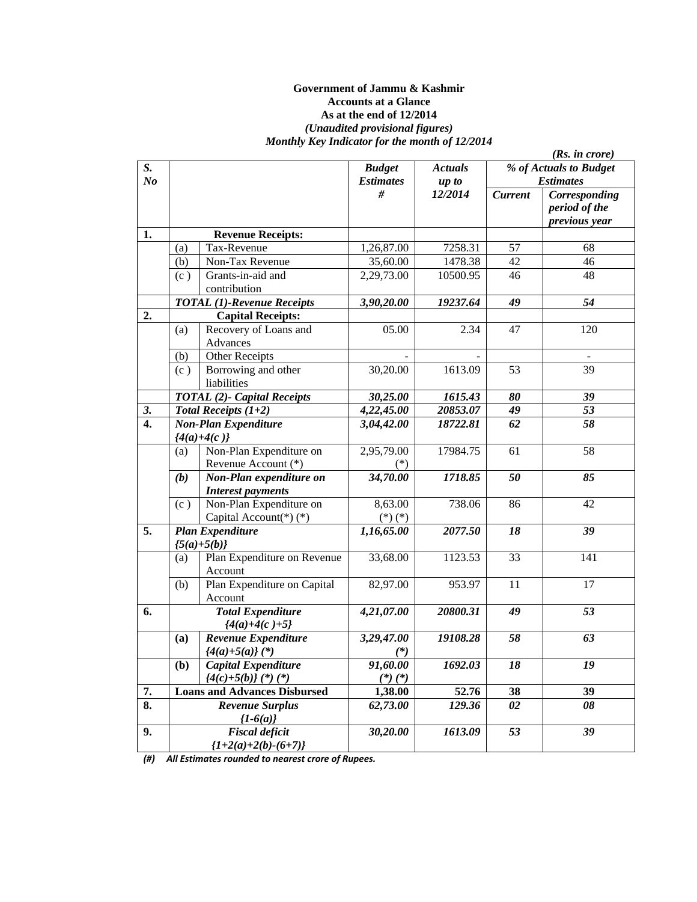**Government of Jammu & Kashmir**
**Accounts at a Glance**
**As at the end of 12/2014**
***(Unaudited provisional figures)***
***Monthly Key Indicator for the month of 12/2014***

***(Rs. in crore)***

| S. No | | | Budget Estimates # | Actuals up to 12/2014 | % of Actuals to Budget Estimates | |
|---|---|---|---|---|---|---|
| | | | | | Current | Corresponding period of the previous year |
| **1.** | **Revenue Receipts:** | | | | | |
| | (a) | Tax-Revenue | 1,26,87.00 | 7258.31 | 57 | 68 |
| | (b) | Non-Tax Revenue | 35,60.00 | 1478.38 | 42 | 46 |
| | (c ) | Grants-in-aid and contribution | 2,29,73.00 | 10500.95 | 46 | 48 |
| | ***TOTAL (1)-Revenue Receipts*** | | ***3,90,20.00*** | ***19237.64*** | ***49*** | ***54*** |
| **2.** | **Capital Receipts:** | | | | | |
| | (a) | Recovery of Loans and Advances | 05.00 | 2.34 | 47 | 120 |
| | (b) | Other Receipts | - | - | | - |
| | (c ) | Borrowing and other liabilities | 30,20.00 | 1613.09 | 53 | 39 |
| | ***TOTAL (2)- Capital Receipts*** | | ***30,25.00*** | ***1615.43*** | ***80*** | ***39*** |
| ***3.*** | ***Total Receipts (1+2)*** | | ***4,22,45.00*** | ***20853.07*** | ***49*** | ***53*** |
| **4.** | ***Non-Plan Expenditure {4(a)+4(c )}*** | | ***3,04,42.00*** | ***18722.81*** | ***62*** | ***58*** |
| | (a) | Non-Plan Expenditure on Revenue Account (*) | 2,95,79.00 (*) | 17984.75 | 61 | 58 |
| | ***(b)*** | ***Non-Plan expenditure on Interest payments*** | ***34,70.00*** | ***1718.85*** | ***50*** | ***85*** |
| | (c ) | Non-Plan Expenditure on Capital Account(*) (*) | 8,63.00 (*) (*) | 738.06 | 86 | 42 |
| **5.** | ***Plan Expenditure {5(a)+5(b)}*** | | ***1,16,65.00*** | ***2077.50*** | ***18*** | ***39*** |
| | (a) | Plan Expenditure on Revenue Account | 33,68.00 | 1123.53 | 33 | 141 |
| | (b) | Plan Expenditure on Capital Account | 82,97.00 | 953.97 | 11 | 17 |
| **6.** | ***Total Expenditure {4(a)+4(c )+5}*** | | ***4,21,07.00*** | ***20800.31*** | ***49*** | ***53*** |
| | **(a)** | ***Revenue Expenditure {4(a)+5(a)} (*)*** | ***3,29,47.00 (*)*** | ***19108.28*** | ***58*** | ***63*** |
| | **(b)** | ***Capital Expenditure {4(c)+5(b)} (*) (*)*** | ***91,60.00 (*) (*)*** | ***1692.03*** | ***18*** | ***19*** |
| **7.** | **Loans and Advances Disbursed** | | **1,38.00** | **52.76** | **38** | **39** |
| **8.** | ***Revenue Surplus {1-6(a)}*** | | ***62,73.00*** | ***129.36*** | ***02*** | ***08*** |
| **9.** | ***Fiscal deficit {1+2(a)+2(b)-(6+7)}*** | | ***30,20.00*** | ***1613.09*** | ***53*** | ***39*** |

***(#) All Estimates rounded to nearest crore of Rupees.***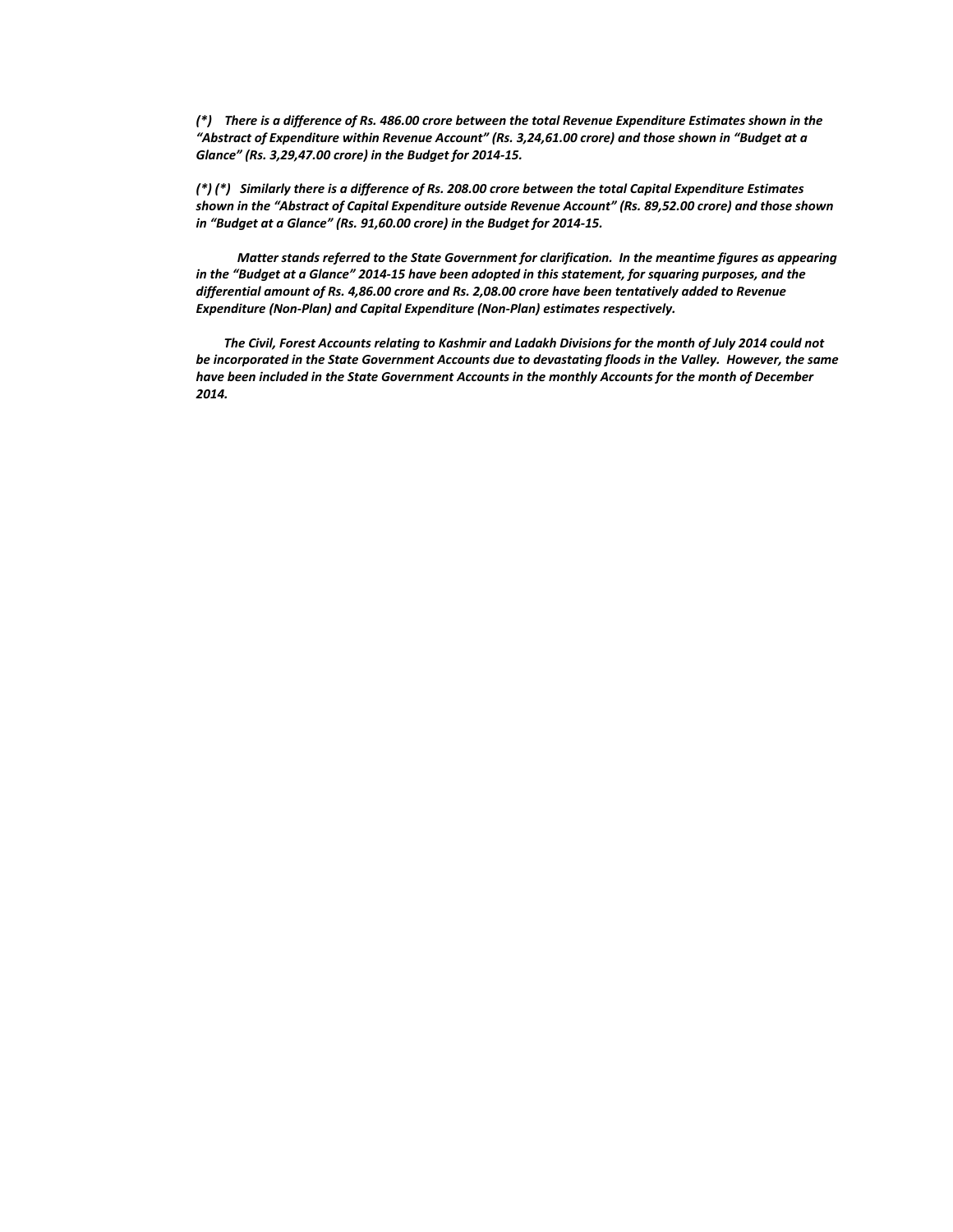*(\*)    There is a difference of Rs. 486.00 crore between the total Revenue Expenditure Estimates shown in the "Abstract of Expenditure within Revenue Account" (Rs. 3,24,61.00 crore) and those shown in "Budget at a Glance" (Rs. 3,29,47.00 crore) in the Budget for 2014-15.*

*(\*) (\*)   Similarly there is a difference of Rs. 208.00 crore between the total Capital Expenditure Estimates shown in the "Abstract of Capital Expenditure outside Revenue Account" (Rs. 89,52.00 crore) and those shown in "Budget at a Glance" (Rs. 91,60.00 crore) in the Budget for 2014-15.*

*Matter stands referred to the State Government for clarification.  In the meantime figures as appearing in the "Budget at a Glance" 2014-15 have been adopted in this statement, for squaring purposes, and the differential amount of Rs. 4,86.00 crore and Rs. 2,08.00 crore have been tentatively added to Revenue Expenditure (Non-Plan) and Capital Expenditure (Non-Plan) estimates respectively.*

*The Civil, Forest Accounts relating to Kashmir and Ladakh Divisions for the month of July 2014 could not be incorporated in the State Government Accounts due to devastating floods in the Valley.  However, the same have been included in the State Government Accounts in the monthly Accounts for the month of December 2014.*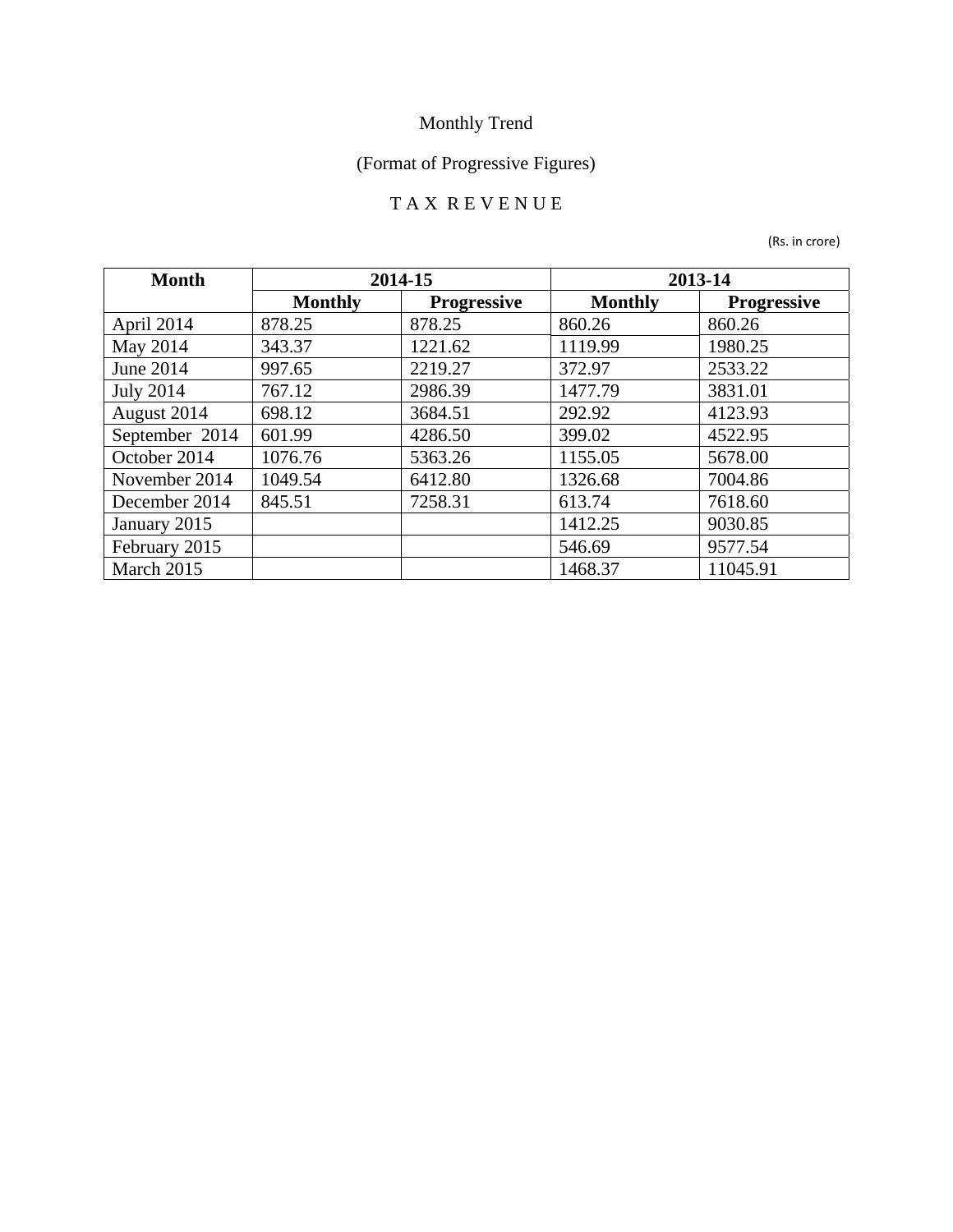Monthly Trend

(Format of Progressive Figures)

T A X R E V E N U E

(Rs. in crore)

| Month | 2014-15 | | 2013-14 | |
|---|---|---|---|---|
| | Monthly | Progressive | Monthly | Progressive |
| April 2014 | 878.25 | 878.25 | 860.26 | 860.26 |
| May 2014 | 343.37 | 1221.62 | 1119.99 | 1980.25 |
| June 2014 | 997.65 | 2219.27 | 372.97 | 2533.22 |
| July 2014 | 767.12 | 2986.39 | 1477.79 | 3831.01 |
| August 2014 | 698.12 | 3684.51 | 292.92 | 4123.93 |
| September 2014 | 601.99 | 4286.50 | 399.02 | 4522.95 |
| October 2014 | 1076.76 | 5363.26 | 1155.05 | 5678.00 |
| November 2014 | 1049.54 | 6412.80 | 1326.68 | 7004.86 |
| December 2014 | 845.51 | 7258.31 | 613.74 | 7618.60 |
| January 2015 | | | 1412.25 | 9030.85 |
| February 2015 | | | 546.69 | 9577.54 |
| March 2015 | | | 1468.37 | 11045.91 |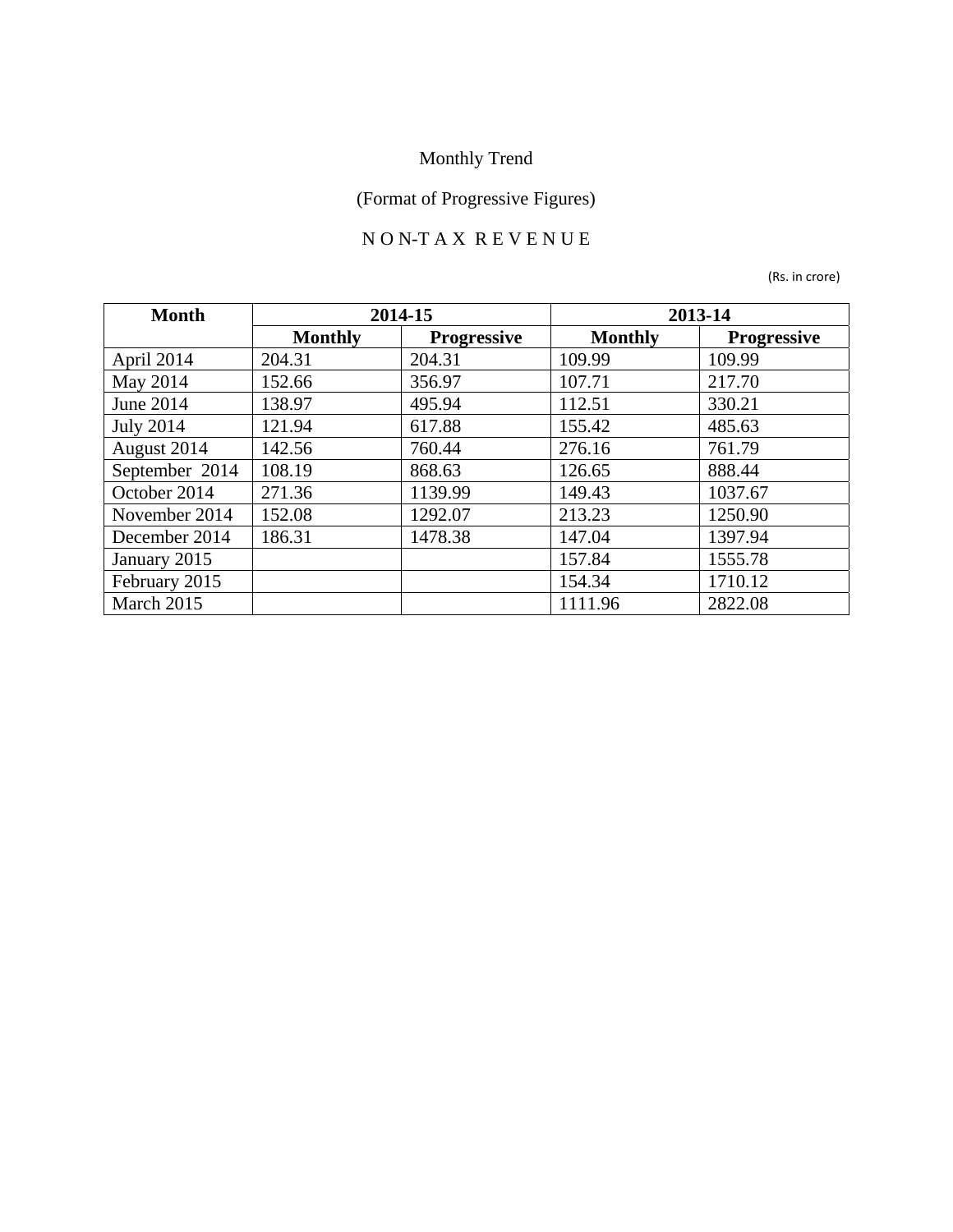Monthly Trend

(Format of Progressive Figures)

N O N-T A X R E V E N U E

(Rs. in crore)

| Month | 2014-15 | | 2013-14 | |
|---|---|---|---|---|
| | **Monthly** | **Progressive** | **Monthly** | **Progressive** |
| April 2014 | 204.31 | 204.31 | 109.99 | 109.99 |
| May 2014 | 152.66 | 356.97 | 107.71 | 217.70 |
| June 2014 | 138.97 | 495.94 | 112.51 | 330.21 |
| July 2014 | 121.94 | 617.88 | 155.42 | 485.63 |
| August 2014 | 142.56 | 760.44 | 276.16 | 761.79 |
| September 2014 | 108.19 | 868.63 | 126.65 | 888.44 |
| October 2014 | 271.36 | 1139.99 | 149.43 | 1037.67 |
| November 2014 | 152.08 | 1292.07 | 213.23 | 1250.90 |
| December 2014 | 186.31 | 1478.38 | 147.04 | 1397.94 |
| January 2015 | | | 157.84 | 1555.78 |
| February 2015 | | | 154.34 | 1710.12 |
| March 2015 | | | 1111.96 | 2822.08 |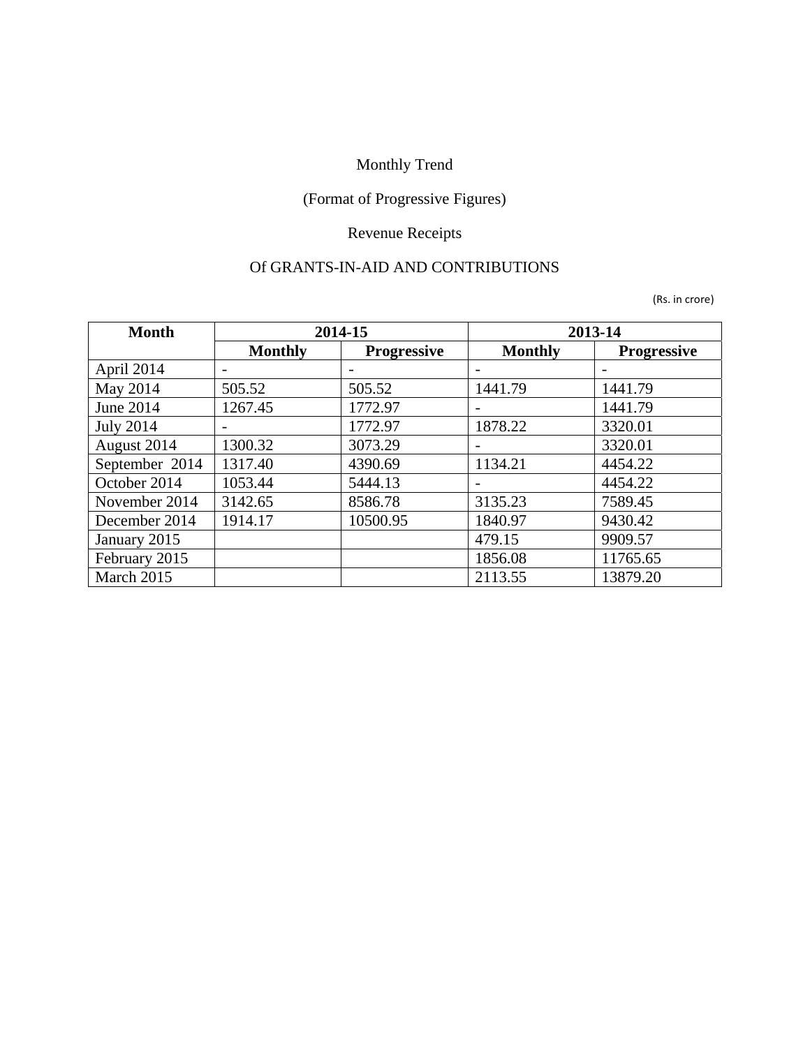Monthly Trend

(Format of Progressive Figures)

Revenue Receipts

Of GRANTS-IN-AID AND CONTRIBUTIONS

(Rs. in crore)

| Month | 2014-15 | | 2013-14 | |
|---|---|---|---|---|
| | Monthly | Progressive | Monthly | Progressive |
| April 2014 | - | - | - | - |
| May 2014 | 505.52 | 505.52 | 1441.79 | 1441.79 |
| June 2014 | 1267.45 | 1772.97 | - | 1441.79 |
| July 2014 | - | 1772.97 | 1878.22 | 3320.01 |
| August 2014 | 1300.32 | 3073.29 | - | 3320.01 |
| September 2014 | 1317.40 | 4390.69 | 1134.21 | 4454.22 |
| October 2014 | 1053.44 | 5444.13 | - | 4454.22 |
| November 2014 | 3142.65 | 8586.78 | 3135.23 | 7589.45 |
| December 2014 | 1914.17 | 10500.95 | 1840.97 | 9430.42 |
| January 2015 | | | 479.15 | 9909.57 |
| February 2015 | | | 1856.08 | 11765.65 |
| March 2015 | | | 2113.55 | 13879.20 |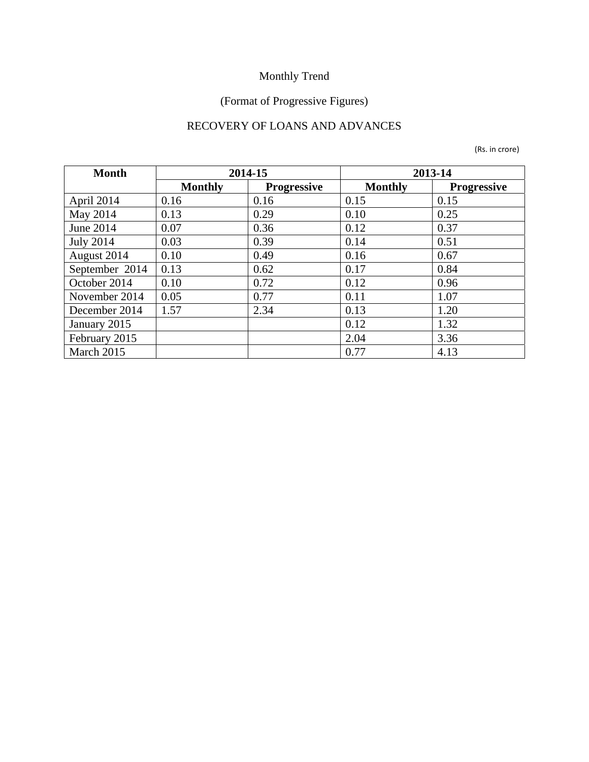Monthly Trend

(Format of Progressive Figures)

RECOVERY OF LOANS AND ADVANCES

(Rs. in crore)

| Month | 2014-15 | | 2013-14 | |
|---|---|---|---|---|
| | Monthly | Progressive | Monthly | Progressive |
| April 2014 | 0.16 | 0.16 | 0.15 | 0.15 |
| May 2014 | 0.13 | 0.29 | 0.10 | 0.25 |
| June 2014 | 0.07 | 0.36 | 0.12 | 0.37 |
| July 2014 | 0.03 | 0.39 | 0.14 | 0.51 |
| August 2014 | 0.10 | 0.49 | 0.16 | 0.67 |
| September 2014 | 0.13 | 0.62 | 0.17 | 0.84 |
| October 2014 | 0.10 | 0.72 | 0.12 | 0.96 |
| November 2014 | 0.05 | 0.77 | 0.11 | 1.07 |
| December 2014 | 1.57 | 2.34 | 0.13 | 1.20 |
| January 2015 | | | 0.12 | 1.32 |
| February 2015 | | | 2.04 | 3.36 |
| March 2015 | | | 0.77 | 4.13 |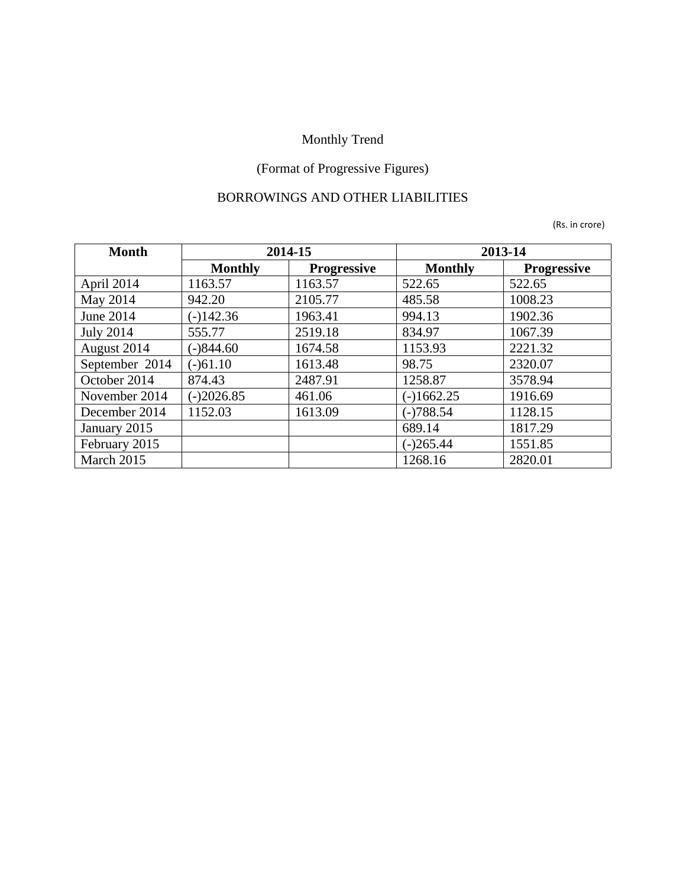Monthly Trend

(Format of Progressive Figures)

BORROWINGS AND OTHER LIABILITIES

(Rs. in crore)

| Month | 2014-15 | | 2013-14 | |
|---|---|---|---|---|
| | **Monthly** | **Progressive** | **Monthly** | **Progressive** |
| April 2014 | 1163.57 | 1163.57 | 522.65 | 522.65 |
| May 2014 | 942.20 | 2105.77 | 485.58 | 1008.23 |
| June 2014 | (-)142.36 | 1963.41 | 994.13 | 1902.36 |
| July 2014 | 555.77 | 2519.18 | 834.97 | 1067.39 |
| August 2014 | (-)844.60 | 1674.58 | 1153.93 | 2221.32 |
| September 2014 | (-)61.10 | 1613.48 | 98.75 | 2320.07 |
| October 2014 | 874.43 | 2487.91 | 1258.87 | 3578.94 |
| November 2014 | (-)2026.85 | 461.06 | (-)1662.25 | 1916.69 |
| December 2014 | 1152.03 | 1613.09 | (-)788.54 | 1128.15 |
| January 2015 | | | 689.14 | 1817.29 |
| February 2015 | | | (-)265.44 | 1551.85 |
| March 2015 | | | 1268.16 | 2820.01 |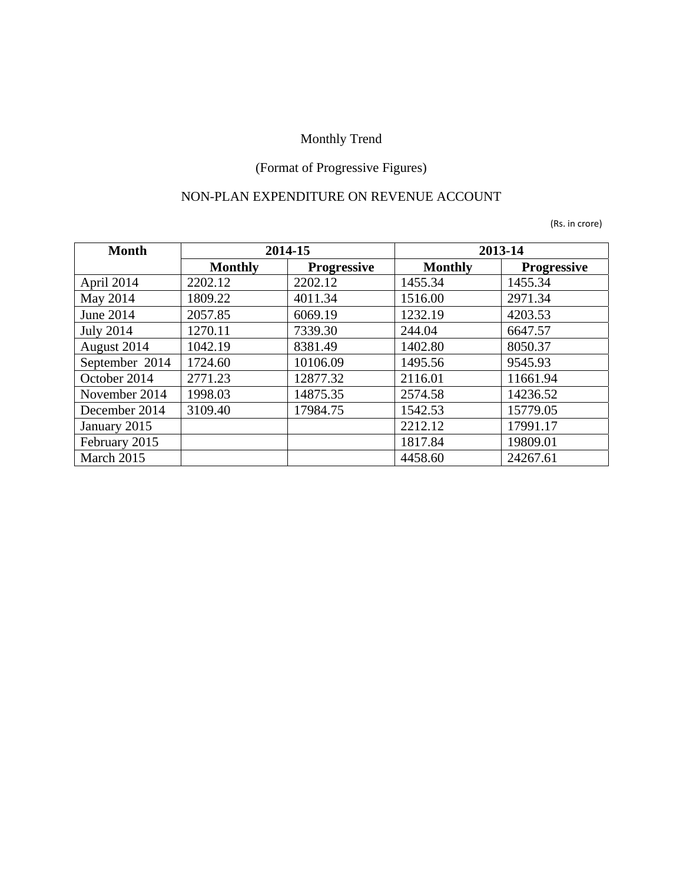Monthly Trend

(Format of Progressive Figures)

NON-PLAN EXPENDITURE ON REVENUE ACCOUNT

(Rs. in crore)

| Month | 2014-15 | | 2013-14 | |
|---|---|---|---|---|
| | Monthly | Progressive | Monthly | Progressive |
| April 2014 | 2202.12 | 2202.12 | 1455.34 | 1455.34 |
| May 2014 | 1809.22 | 4011.34 | 1516.00 | 2971.34 |
| June 2014 | 2057.85 | 6069.19 | 1232.19 | 4203.53 |
| July 2014 | 1270.11 | 7339.30 | 244.04 | 6647.57 |
| August 2014 | 1042.19 | 8381.49 | 1402.80 | 8050.37 |
| September 2014 | 1724.60 | 10106.09 | 1495.56 | 9545.93 |
| October 2014 | 2771.23 | 12877.32 | 2116.01 | 11661.94 |
| November 2014 | 1998.03 | 14875.35 | 2574.58 | 14236.52 |
| December 2014 | 3109.40 | 17984.75 | 1542.53 | 15779.05 |
| January 2015 | | | 2212.12 | 17991.17 |
| February 2015 | | | 1817.84 | 19809.01 |
| March 2015 | | | 4458.60 | 24267.61 |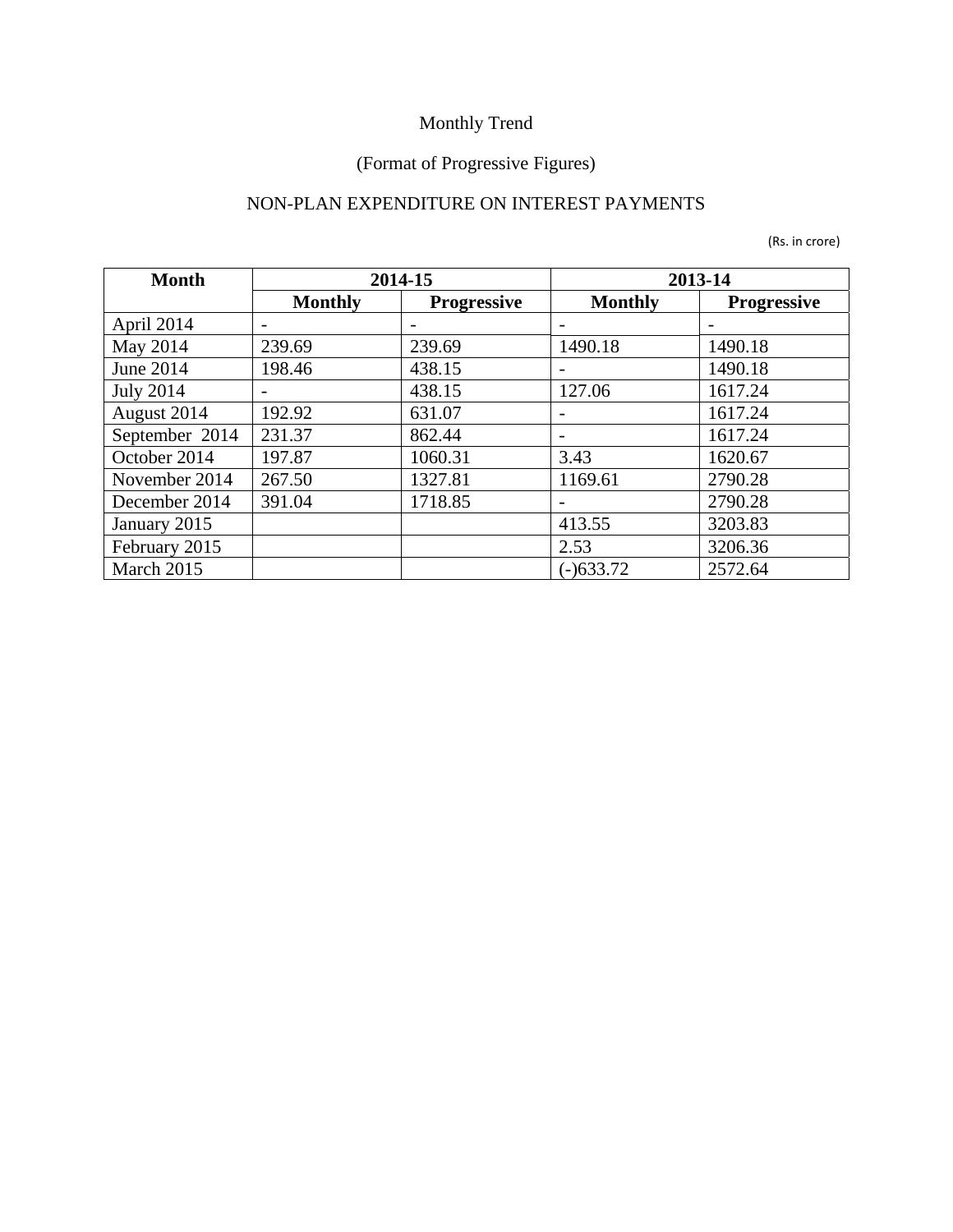Monthly Trend

(Format of Progressive Figures)

NON-PLAN EXPENDITURE ON INTEREST PAYMENTS

(Rs. in crore)

| Month | 2014-15 | | 2013-14 | |
|---|---|---|---|---|
| | Monthly | Progressive | Monthly | Progressive |
| April 2014 | - | - | - | - |
| May 2014 | 239.69 | 239.69 | 1490.18 | 1490.18 |
| June 2014 | 198.46 | 438.15 | - | 1490.18 |
| July 2014 | - | 438.15 | 127.06 | 1617.24 |
| August 2014 | 192.92 | 631.07 | - | 1617.24 |
| September 2014 | 231.37 | 862.44 | - | 1617.24 |
| October 2014 | 197.87 | 1060.31 | 3.43 | 1620.67 |
| November 2014 | 267.50 | 1327.81 | 1169.61 | 2790.28 |
| December 2014 | 391.04 | 1718.85 | - | 2790.28 |
| January 2015 | | | 413.55 | 3203.83 |
| February 2015 | | | 2.53 | 3206.36 |
| March 2015 | | | (-)633.72 | 2572.64 |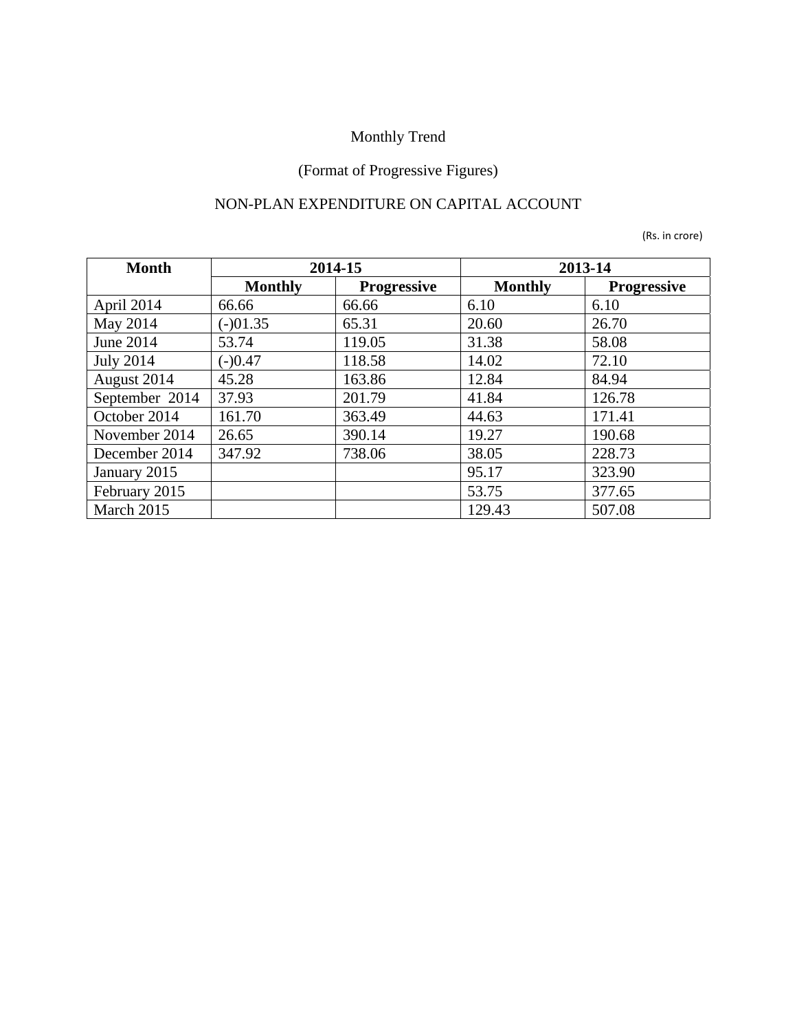Monthly Trend

(Format of Progressive Figures)

NON-PLAN EXPENDITURE ON CAPITAL ACCOUNT

(Rs. in crore)

| Month | 2014-15 | | 2013-14 | |
|---|---|---|---|---|
| | Monthly | Progressive | Monthly | Progressive |
| April 2014 | 66.66 | 66.66 | 6.10 | 6.10 |
| May 2014 | (-)01.35 | 65.31 | 20.60 | 26.70 |
| June 2014 | 53.74 | 119.05 | 31.38 | 58.08 |
| July 2014 | (-)0.47 | 118.58 | 14.02 | 72.10 |
| August 2014 | 45.28 | 163.86 | 12.84 | 84.94 |
| September 2014 | 37.93 | 201.79 | 41.84 | 126.78 |
| October 2014 | 161.70 | 363.49 | 44.63 | 171.41 |
| November 2014 | 26.65 | 390.14 | 19.27 | 190.68 |
| December 2014 | 347.92 | 738.06 | 38.05 | 228.73 |
| January 2015 | | | 95.17 | 323.90 |
| February 2015 | | | 53.75 | 377.65 |
| March 2015 | | | 129.43 | 507.08 |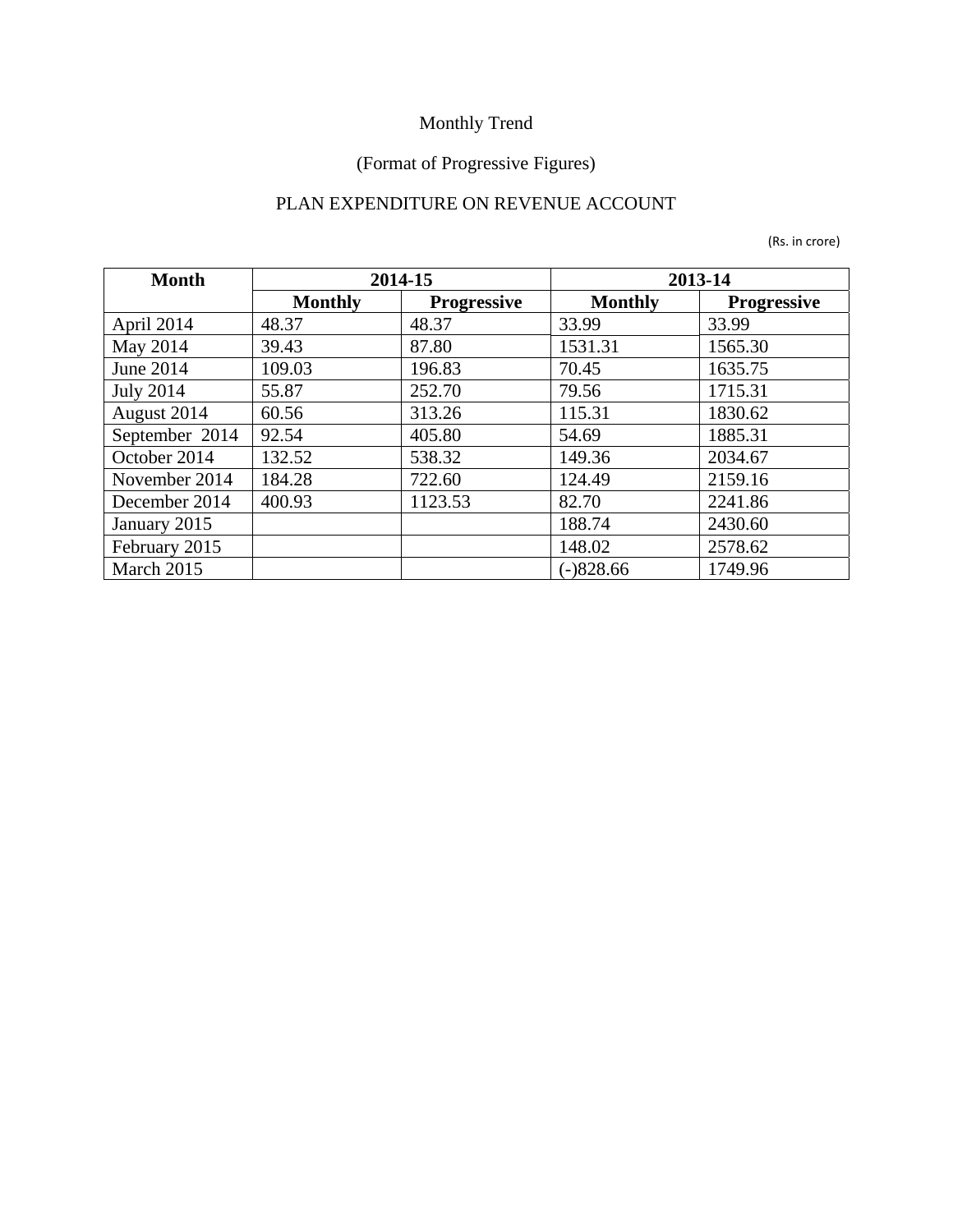Monthly Trend

(Format of Progressive Figures)

PLAN EXPENDITURE ON REVENUE ACCOUNT

(Rs. in crore)

| Month | 2014-15 | | 2013-14 | |
|---|---|---|---|---|
| | **Monthly** | **Progressive** | **Monthly** | **Progressive** |
| April 2014 | 48.37 | 48.37 | 33.99 | 33.99 |
| May 2014 | 39.43 | 87.80 | 1531.31 | 1565.30 |
| June 2014 | 109.03 | 196.83 | 70.45 | 1635.75 |
| July 2014 | 55.87 | 252.70 | 79.56 | 1715.31 |
| August 2014 | 60.56 | 313.26 | 115.31 | 1830.62 |
| September 2014 | 92.54 | 405.80 | 54.69 | 1885.31 |
| October 2014 | 132.52 | 538.32 | 149.36 | 2034.67 |
| November 2014 | 184.28 | 722.60 | 124.49 | 2159.16 |
| December 2014 | 400.93 | 1123.53 | 82.70 | 2241.86 |
| January 2015 | | | 188.74 | 2430.60 |
| February 2015 | | | 148.02 | 2578.62 |
| March 2015 | | | (-)828.66 | 1749.96 |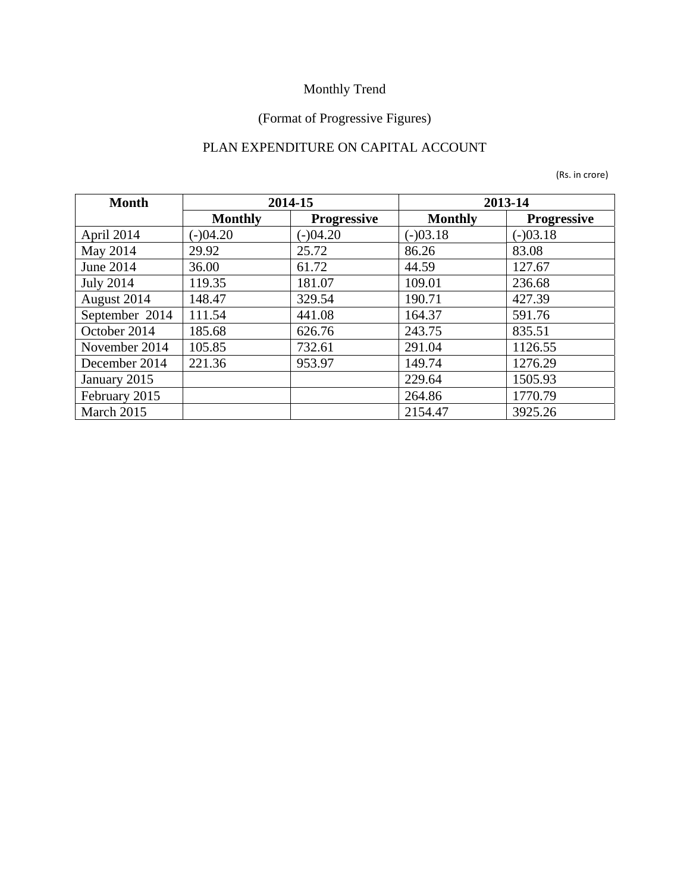Monthly Trend

(Format of Progressive Figures)

PLAN EXPENDITURE ON CAPITAL ACCOUNT

(Rs. in crore)

| Month | 2014-15 | | 2013-14 | |
|---|---|---|---|---|
| | **Monthly** | **Progressive** | **Monthly** | **Progressive** |
| April 2014 | (-)04.20 | (-)04.20 | (-)03.18 | (-)03.18 |
| May 2014 | 29.92 | 25.72 | 86.26 | 83.08 |
| June 2014 | 36.00 | 61.72 | 44.59 | 127.67 |
| July 2014 | 119.35 | 181.07 | 109.01 | 236.68 |
| August 2014 | 148.47 | 329.54 | 190.71 | 427.39 |
| September 2014 | 111.54 | 441.08 | 164.37 | 591.76 |
| October 2014 | 185.68 | 626.76 | 243.75 | 835.51 |
| November 2014 | 105.85 | 732.61 | 291.04 | 1126.55 |
| December 2014 | 221.36 | 953.97 | 149.74 | 1276.29 |
| January 2015 | | | 229.64 | 1505.93 |
| February 2015 | | | 264.86 | 1770.79 |
| March 2015 | | | 2154.47 | 3925.26 |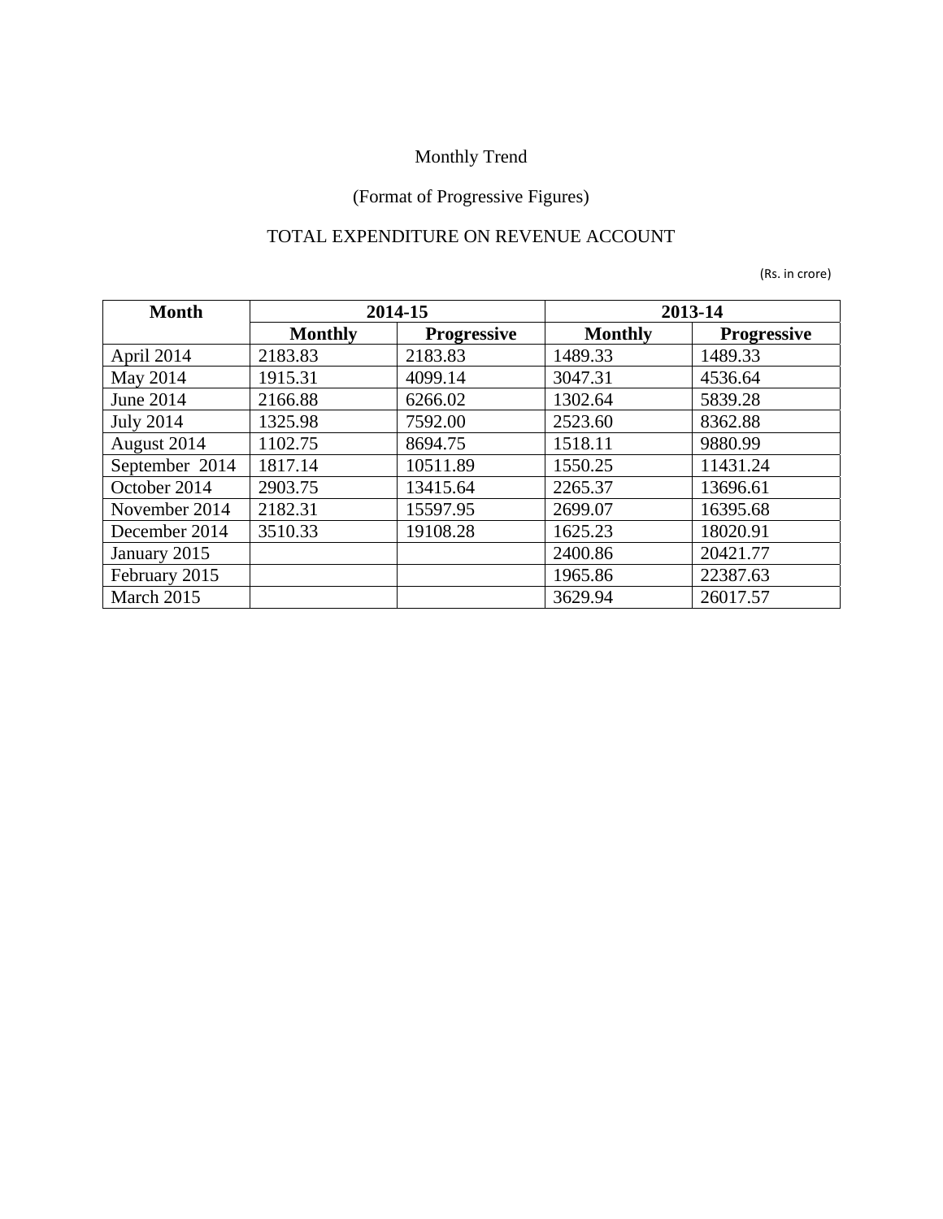Monthly Trend

(Format of Progressive Figures)

TOTAL EXPENDITURE ON REVENUE ACCOUNT

(Rs. in crore)

| Month | 2014-15 | | 2013-14 | |
|---|---|---|---|---|
| | **Monthly** | **Progressive** | **Monthly** | **Progressive** |
| April 2014 | 2183.83 | 2183.83 | 1489.33 | 1489.33 |
| May 2014 | 1915.31 | 4099.14 | 3047.31 | 4536.64 |
| June 2014 | 2166.88 | 6266.02 | 1302.64 | 5839.28 |
| July 2014 | 1325.98 | 7592.00 | 2523.60 | 8362.88 |
| August 2014 | 1102.75 | 8694.75 | 1518.11 | 9880.99 |
| September 2014 | 1817.14 | 10511.89 | 1550.25 | 11431.24 |
| October 2014 | 2903.75 | 13415.64 | 2265.37 | 13696.61 |
| November 2014 | 2182.31 | 15597.95 | 2699.07 | 16395.68 |
| December 2014 | 3510.33 | 19108.28 | 1625.23 | 18020.91 |
| January 2015 | | | 2400.86 | 20421.77 |
| February 2015 | | | 1965.86 | 22387.63 |
| March 2015 | | | 3629.94 | 26017.57 |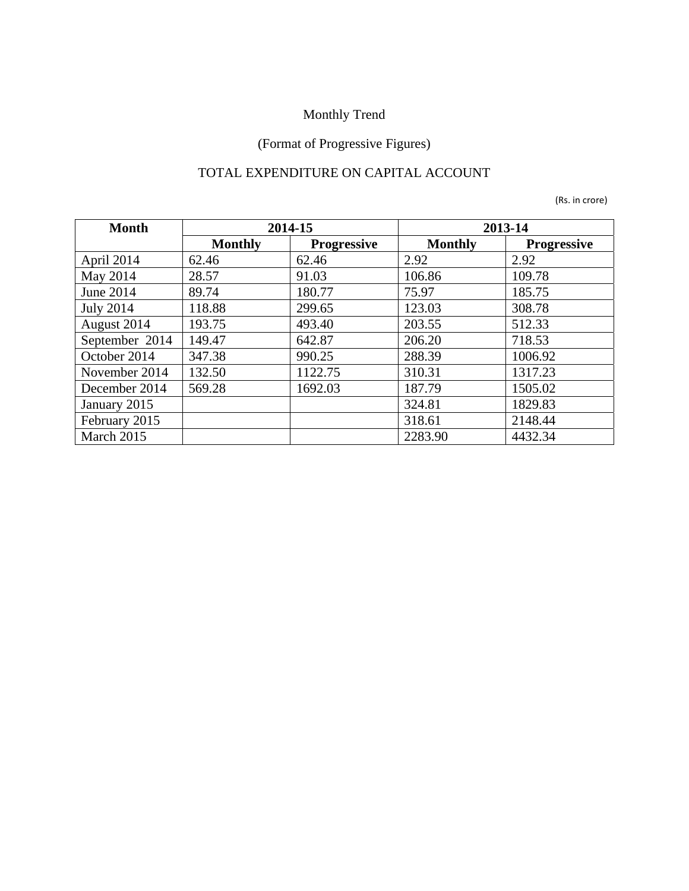Monthly Trend

(Format of Progressive Figures)

TOTAL EXPENDITURE ON CAPITAL ACCOUNT

(Rs. in crore)

| Month | 2014-15 | | 2013-14 | |
|---|---|---|---|---|
| | Monthly | Progressive | Monthly | Progressive |
| April 2014 | 62.46 | 62.46 | 2.92 | 2.92 |
| May 2014 | 28.57 | 91.03 | 106.86 | 109.78 |
| June 2014 | 89.74 | 180.77 | 75.97 | 185.75 |
| July 2014 | 118.88 | 299.65 | 123.03 | 308.78 |
| August 2014 | 193.75 | 493.40 | 203.55 | 512.33 |
| September 2014 | 149.47 | 642.87 | 206.20 | 718.53 |
| October 2014 | 347.38 | 990.25 | 288.39 | 1006.92 |
| November 2014 | 132.50 | 1122.75 | 310.31 | 1317.23 |
| December 2014 | 569.28 | 1692.03 | 187.79 | 1505.02 |
| January 2015 | | | 324.81 | 1829.83 |
| February 2015 | | | 318.61 | 2148.44 |
| March 2015 | | | 2283.90 | 4432.34 |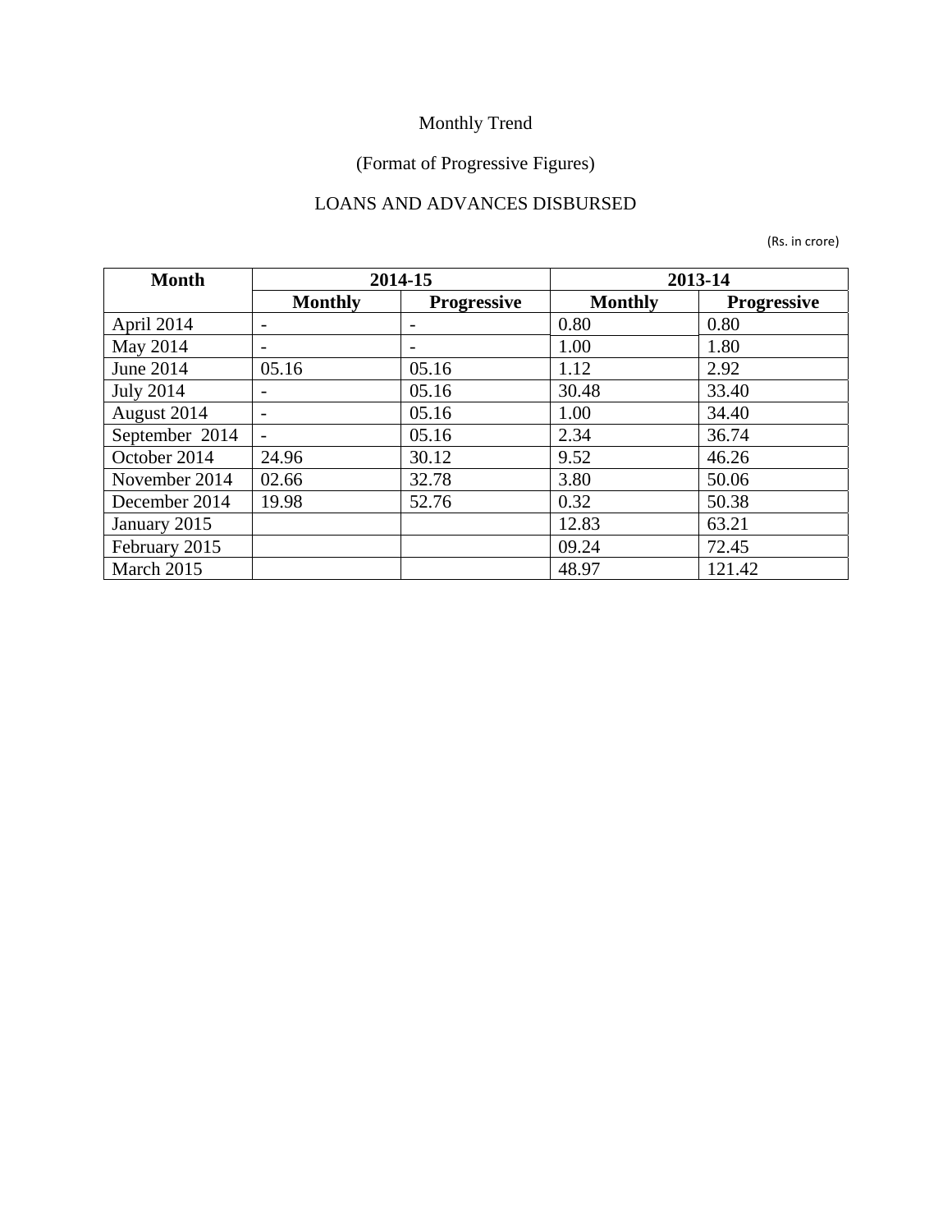Monthly Trend

(Format of Progressive Figures)

LOANS AND ADVANCES DISBURSED

(Rs. in crore)

| Month | 2014-15 | | 2013-14 | |
|---|---|---|---|---|
| | **Monthly** | **Progressive** | **Monthly** | **Progressive** |
| April 2014 | - | - | 0.80 | 0.80 |
| May 2014 | - | - | 1.00 | 1.80 |
| June 2014 | 05.16 | 05.16 | 1.12 | 2.92 |
| July 2014 | - | 05.16 | 30.48 | 33.40 |
| August 2014 | - | 05.16 | 1.00 | 34.40 |
| September 2014 | - | 05.16 | 2.34 | 36.74 |
| October 2014 | 24.96 | 30.12 | 9.52 | 46.26 |
| November 2014 | 02.66 | 32.78 | 3.80 | 50.06 |
| December 2014 | 19.98 | 52.76 | 0.32 | 50.38 |
| January 2015 | | | 12.83 | 63.21 |
| February 2015 | | | 09.24 | 72.45 |
| March 2015 | | | 48.97 | 121.42 |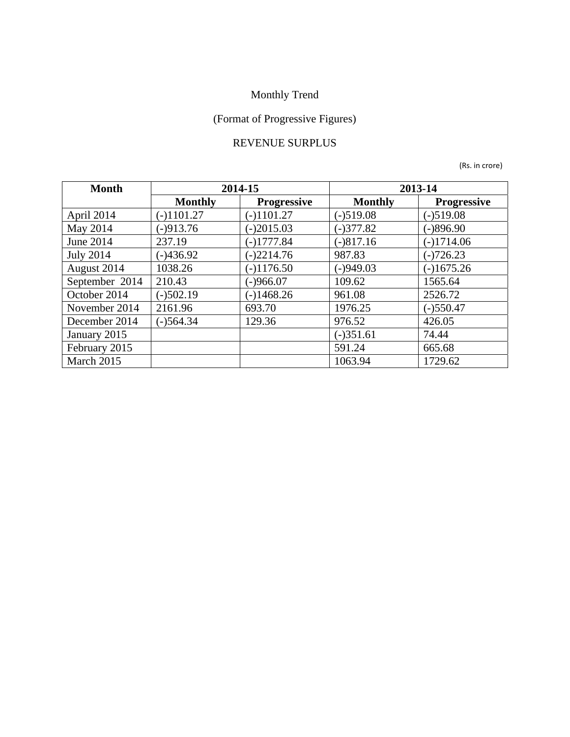Monthly Trend

(Format of Progressive Figures)

REVENUE SURPLUS

(Rs. in crore)

| Month | 2014-15 | | 2013-14 | |
|---|---|---|---|---|
| | **Monthly** | **Progressive** | **Monthly** | **Progressive** |
| April 2014 | (-)1101.27 | (-)1101.27 | (-)519.08 | (-)519.08 |
| May 2014 | (-)913.76 | (-)2015.03 | (-)377.82 | (-)896.90 |
| June 2014 | 237.19 | (-)1777.84 | (-)817.16 | (-)1714.06 |
| July 2014 | (-)436.92 | (-)2214.76 | 987.83 | (-)726.23 |
| August 2014 | 1038.26 | (-)1176.50 | (-)949.03 | (-)1675.26 |
| September 2014 | 210.43 | (-)966.07 | 109.62 | 1565.64 |
| October 2014 | (-)502.19 | (-)1468.26 | 961.08 | 2526.72 |
| November 2014 | 2161.96 | 693.70 | 1976.25 | (-)550.47 |
| December 2014 | (-)564.34 | 129.36 | 976.52 | 426.05 |
| January 2015 | | | (-)351.61 | 74.44 |
| February 2015 | | | 591.24 | 665.68 |
| March 2015 | | | 1063.94 | 1729.62 |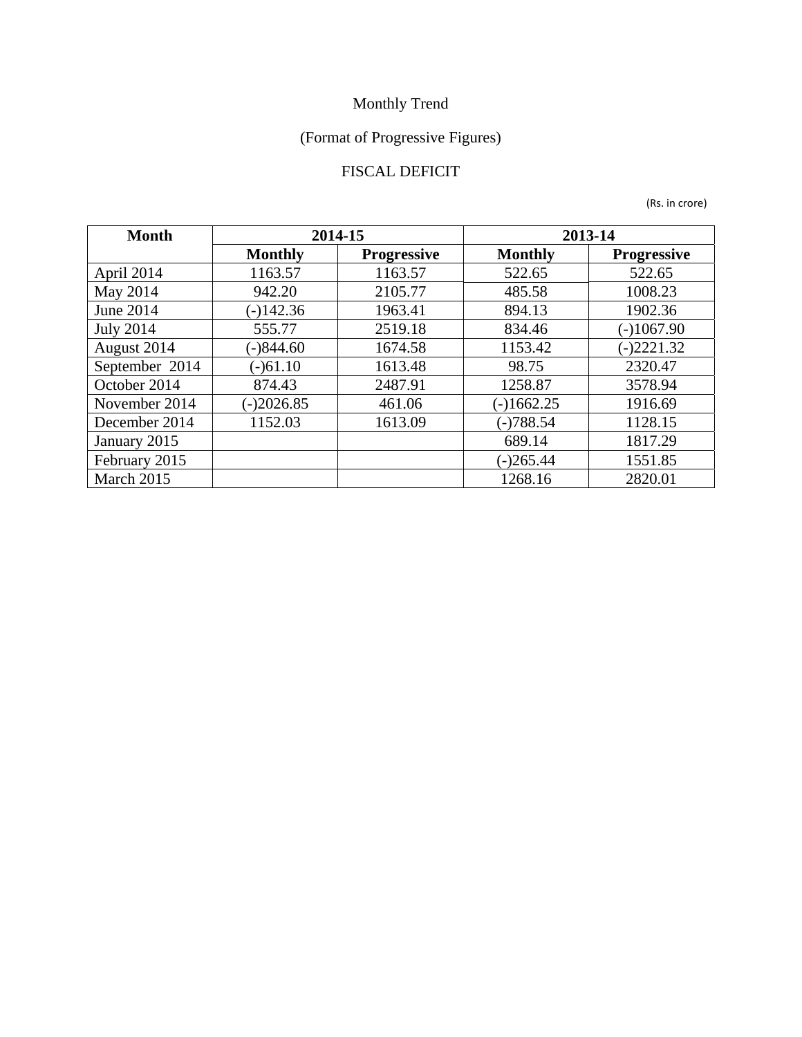Monthly Trend

(Format of Progressive Figures)

FISCAL DEFICIT

(Rs. in crore)

| Month | 2014-15 | | 2013-14 | |
|---|---|---|---|---|
| | Monthly | Progressive | Monthly | Progressive |
| April 2014 | 1163.57 | 1163.57 | 522.65 | 522.65 |
| May 2014 | 942.20 | 2105.77 | 485.58 | 1008.23 |
| June 2014 | (-)142.36 | 1963.41 | 894.13 | 1902.36 |
| July 2014 | 555.77 | 2519.18 | 834.46 | (-)1067.90 |
| August 2014 | (-)844.60 | 1674.58 | 1153.42 | (-)2221.32 |
| September 2014 | (-)61.10 | 1613.48 | 98.75 | 2320.47 |
| October 2014 | 874.43 | 2487.91 | 1258.87 | 3578.94 |
| November 2014 | (-)2026.85 | 461.06 | (-)1662.25 | 1916.69 |
| December 2014 | 1152.03 | 1613.09 | (-)788.54 | 1128.15 |
| January 2015 | | | 689.14 | 1817.29 |
| February 2015 | | | (-)265.44 | 1551.85 |
| March 2015 | | | 1268.16 | 2820.01 |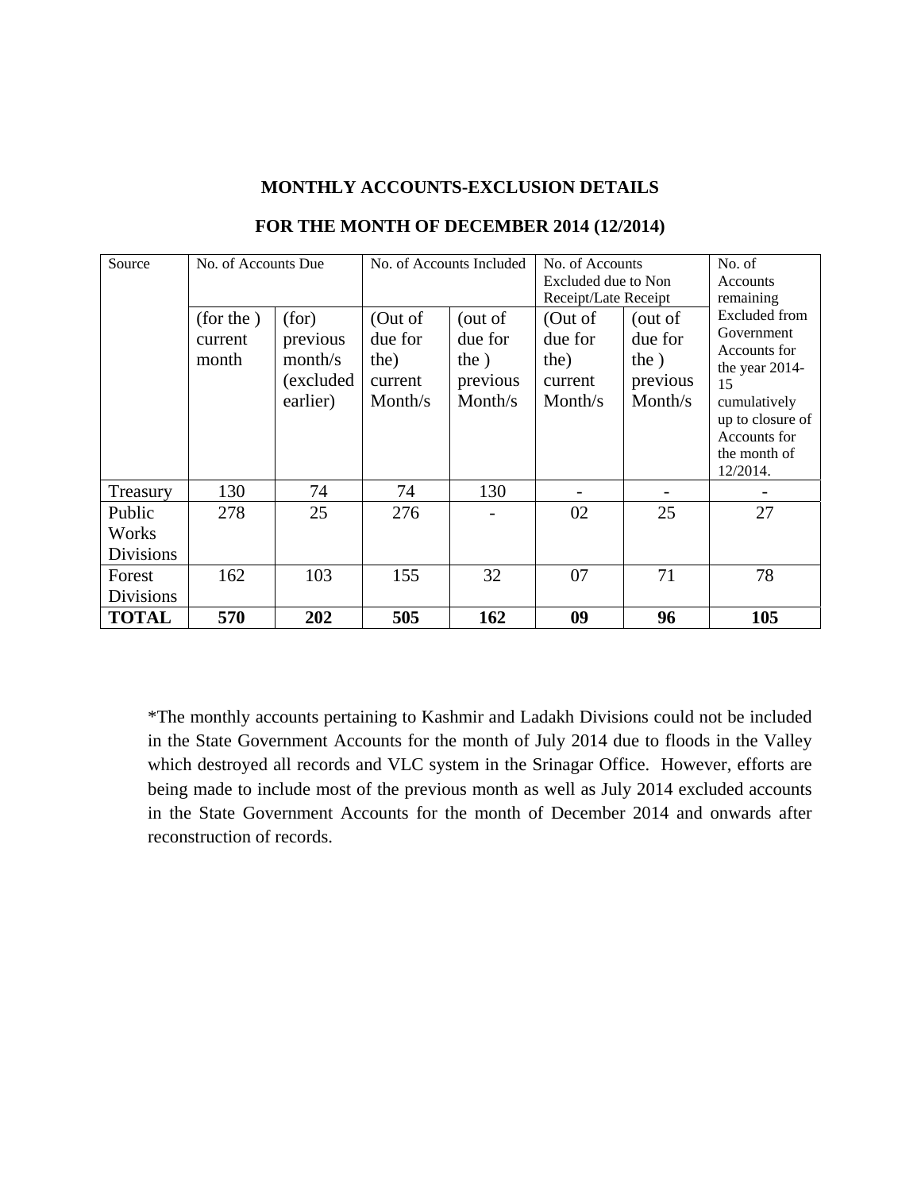**MONTHLY ACCOUNTS-EXCLUSION DETAILS**

**FOR THE MONTH OF DECEMBER 2014 (12/2014)**

| Source | No. of Accounts Due | | No. of Accounts Included | | No. of Accounts Excluded due to Non Receipt/Late Receipt | | No. of Accounts remaining Excluded from Government Accounts for the year 2014-15 cumulatively up to closure of Accounts for the month of 12/2014. |
|---|---|---|---|---|---|---|---|
| | (for the ) current month | (for) previous month/s (excluded earlier) | (Out of due for the) current Month/s | (out of due for the ) previous Month/s | (Out of due for the) current Month/s | (out of due for the ) previous Month/s | |
| Treasury | 130 | 74 | 74 | 130 | - | - | - |
| Public Works Divisions | 278 | 25 | 276 | - | 02 | 25 | 27 |
| Forest Divisions | 162 | 103 | 155 | 32 | 07 | 71 | 78 |
| **TOTAL** | **570** | **202** | **505** | **162** | **09** | **96** | **105** |

*The monthly accounts pertaining to Kashmir and Ladakh Divisions could not be included in the State Government Accounts for the month of July 2014 due to floods in the Valley which destroyed all records and VLC system in the Srinagar Office. However, efforts are being made to include most of the previous month as well as July 2014 excluded accounts in the State Government Accounts for the month of December 2014 and onwards after reconstruction of records.